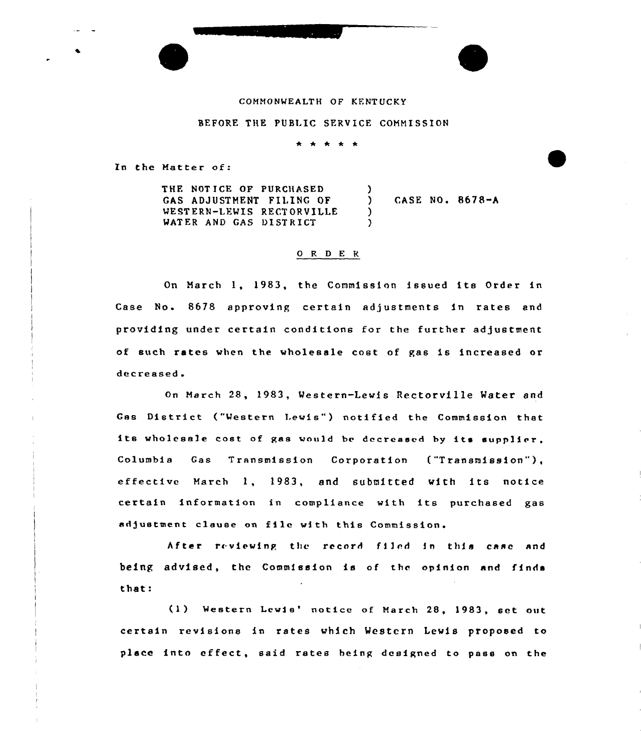COMMONWEALTH OF KENTUCKY

BEFORE THE PUBLIC SERVICE COMMISSION

\* \* \* \* \*

In the Matter of:

| | | |
|---|---|---|
| THE NOTICE OF PURCHASED GAS ADJUSTMENT FILING OF WESTERN-LEWIS RECTORVILLE WATER AND GAS DISTRICT | ) | CASE NO. 8678-A |

O R D E R

On March 1, 1983, the Commission issued its Order in Case No. 8678 approving certain adjustments in rates and providing under certain conditions for the further adjustment of such rates when the wholesale cost of gas is increased or decreased.

On March 28, 1983, Western-Lewis Rectorville Water and Gas District ("Western Lewis") notified the Commission that its wholesale cost of gas would be decreased by its supplier, Columbia Gas Transmission Corporation ("Transmission"), effective March 1, 1983, and submitted with its notice certain information in compliance with its purchased gas adjustment clause on file with this Commission.

After reviewing the record filed in this case and being advised, the Commission is of the opinion and finds that:

(1) Western Lewis' notice of March 28, 1983, set out certain revisions in rates which Western Lewis proposed to place into effect, said rates being designed to pass on the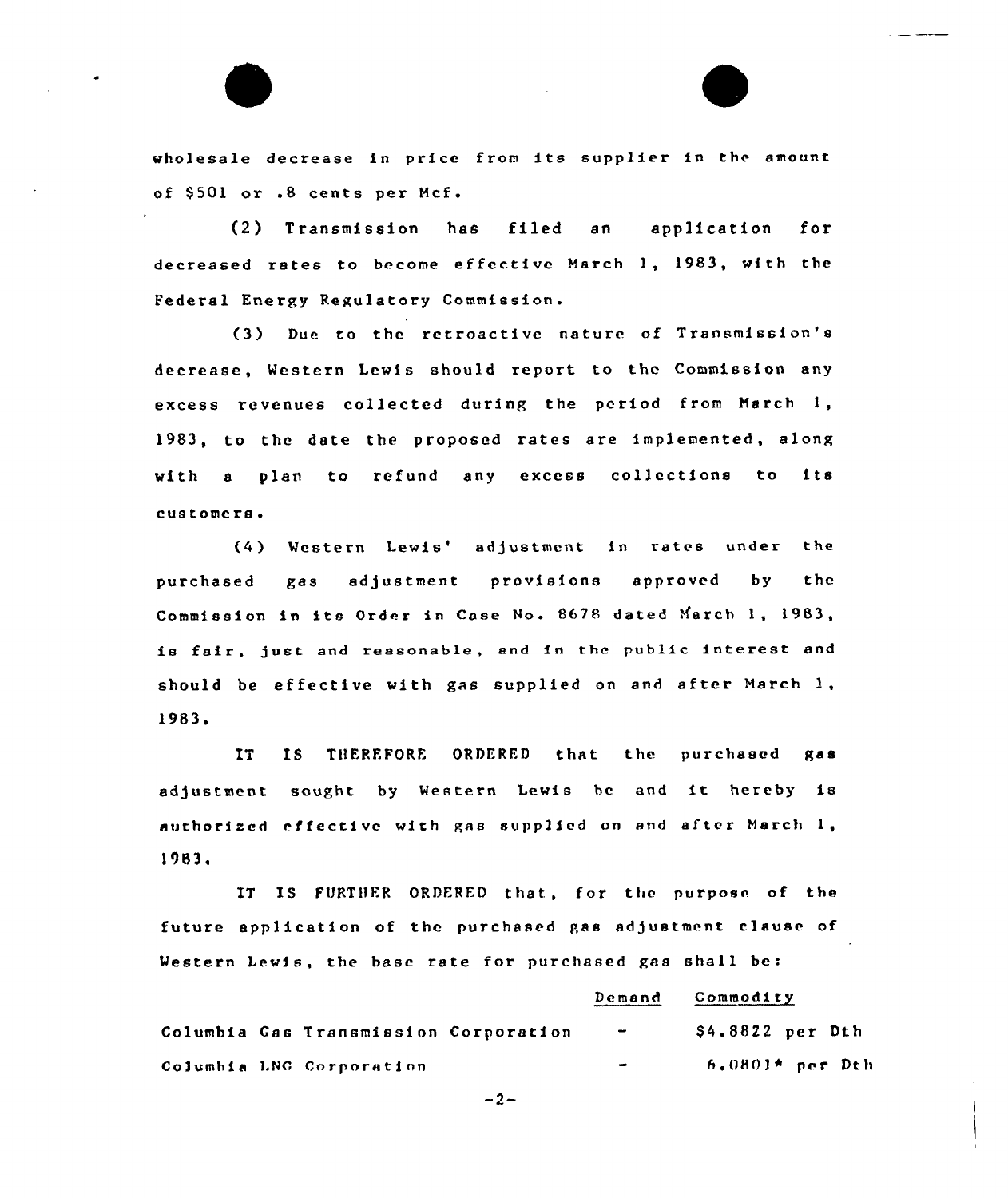wholesale decrease in price from its supplier in the amount of $501 or .8 cents per Mcf.

(2) Transmission has filed an application for decreased rates to become effective March 1, 1983, with the Federal Energy Regulatory Commission.

(3) Due to the retroactive nature of Transmission's decrease, Western Lewis should report to the Commission any excess revenues collected during the period from March 1, 1983, to the date the proposed rates are implemented, along with a plan to refund any excess collections to its customers.

(4) Western Lewis' adjustment in rates under the purchased gas adjustment provisions approved by the Commission in its Order in Case No. 8678 dated March 1, 1983, is fair, just and reasonable, and in the public interest and should be effective with gas supplied on and after March 1, 1983.

IT IS THEREFORE ORDERED that the purchased gas adjustment sought by Western Lewis be and it hereby is authorized effective with gas supplied on and after March 1, 1983.

IT IS FURTHER ORDERED that, for the purpose of the future application of the purchased gas adjustment clause of Western Lewis, the base rate for purchased gas shall be:

| | Demand | Commodity |
|---|---|---|
| Columbia Gas Transmission Corporation | - | $4.8822 per Dth |
| Columbia LNG Corporation | - | 6.0801* per Dth |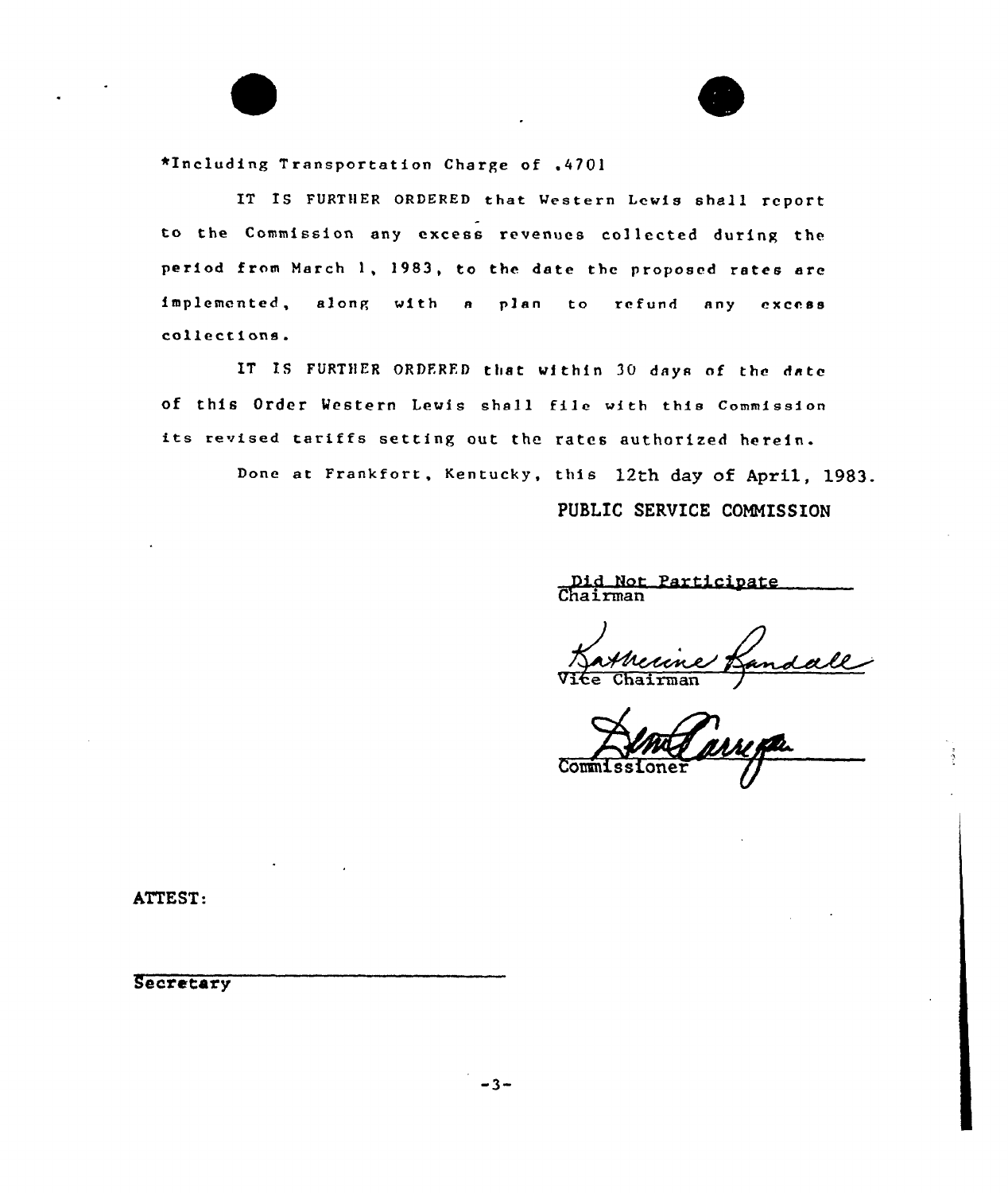*Including Transportation Charge of .4701

IT IS FURTHER ORDERED that Western Lewis shall report to the Commission any excess revenues collected during the period from March 1, 1983, to the date the proposed rates are implemented, along with a plan to refund any excess collections.

IT IS FURTHER ORDERED that within 30 days of the date of this Order Western Lewis shall file with this Commission its revised tariffs setting out the rates authorized herein.

Done at Frankfort, Kentucky, this 12th day of April, 1983.

PUBLIC SERVICE COMMISSION

Did Not Participate
Chairman

Katherine Randall
Vice Chairman

Commissioner

ATTEST:

Secretary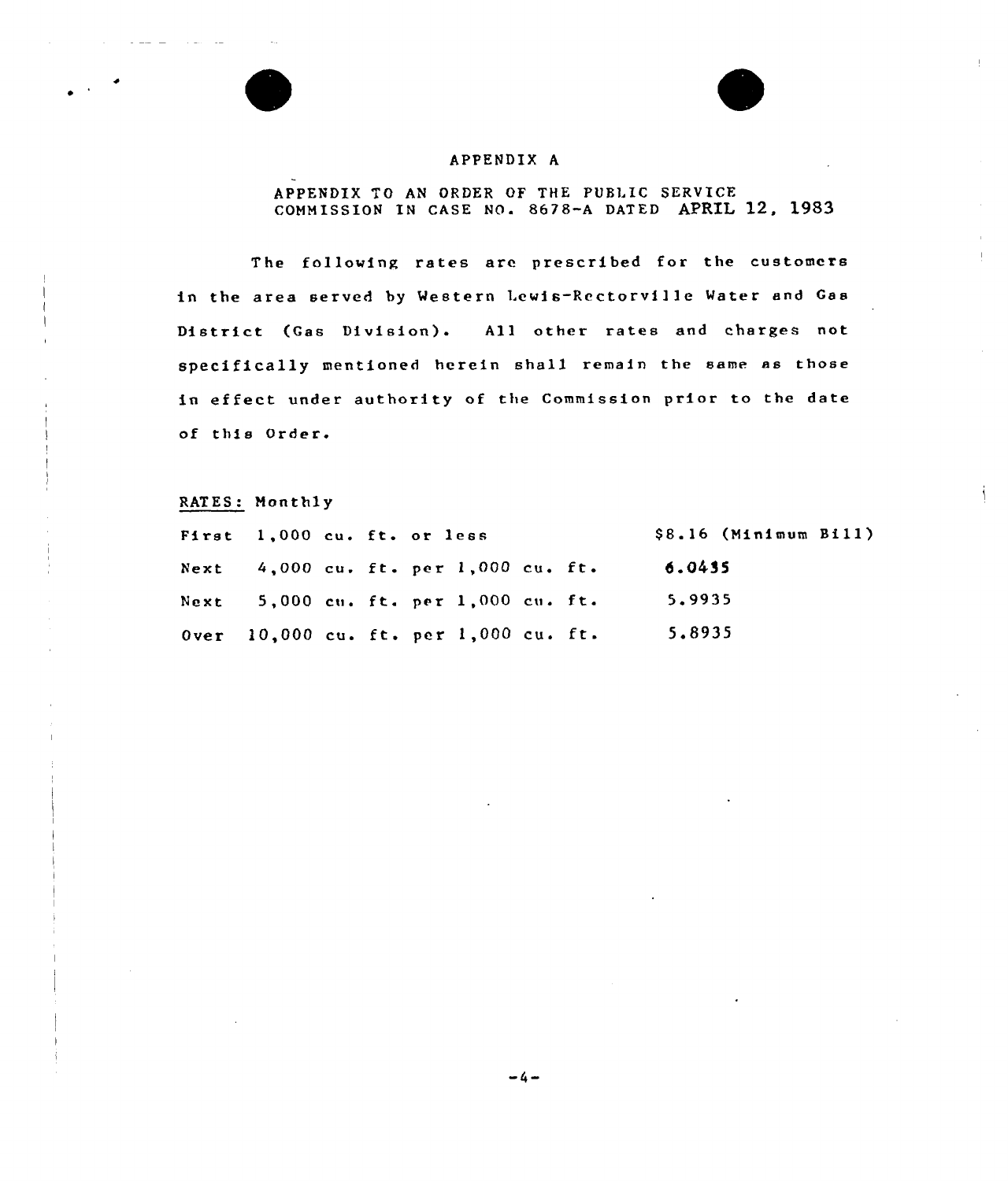# APPENDIX A

## APPENDIX TO AN ORDER OF THE PUBLIC SERVICE COMMISSION IN CASE NO. 8678-A DATED APRIL 12, 1983

The following rates are prescribed for the customers in the area served by Western Lewis-Rectorville Water and Gas District (Gas Division). All other rates and charges not specifically mentioned herein shall remain the same as those in effect under authority of the Commission prior to the date of this Order.

RATES: Monthly

| | | |
|---|---|---|
| First | 1,000 cu. ft. or less | $8.16 (Minimum Bill) |
| Next | 4,000 cu. ft. per 1,000 cu. ft. | 6.0435 |
| Next | 5,000 cu. ft. per 1,000 cu. ft. | 5.9935 |
| Over | 10,000 cu. ft. per 1,000 cu. ft. | 5.8935 |